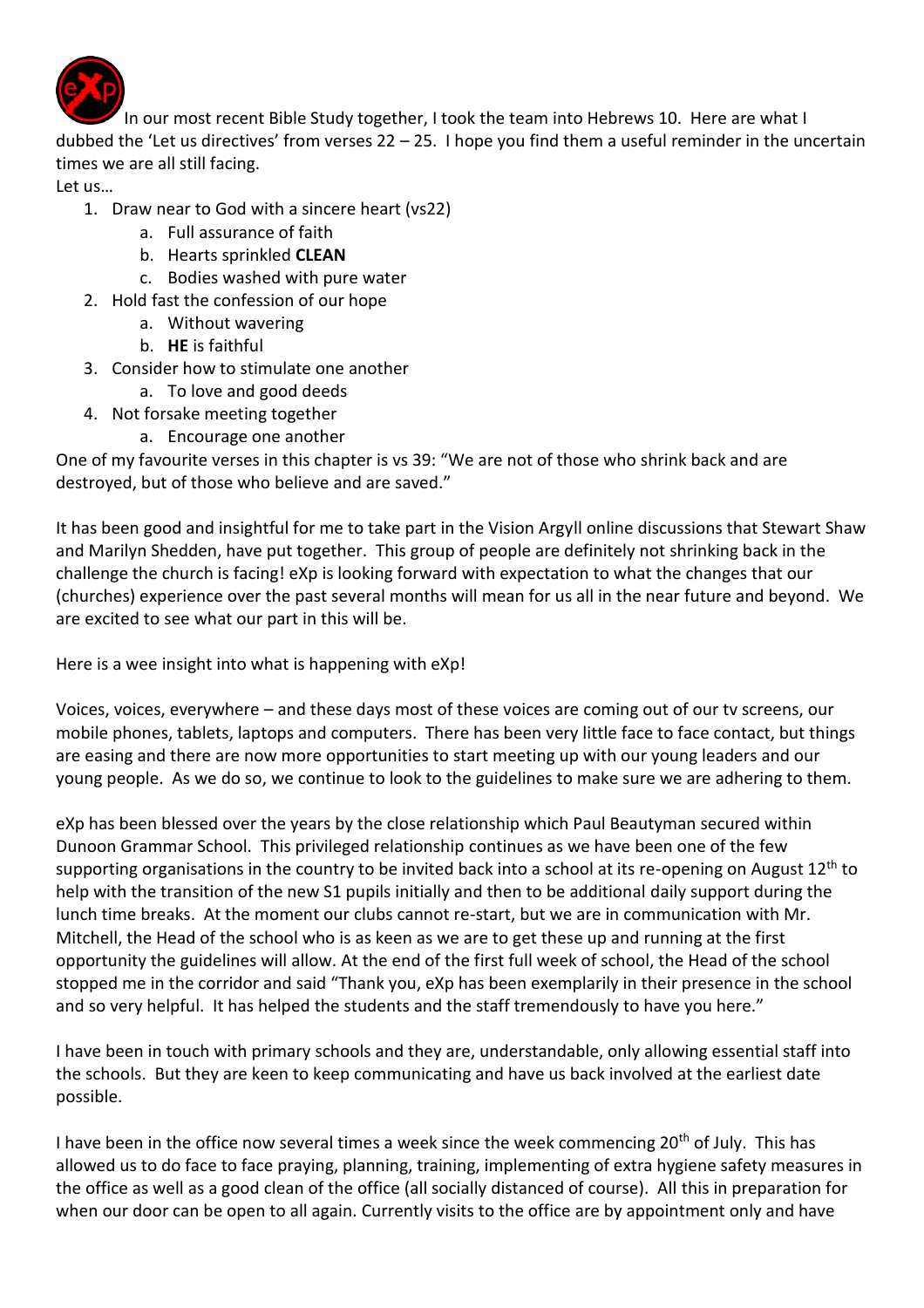In our most recent Bible Study together, I took the team into Hebrews 10. Here are what I dubbed the 'Let us directives' from verses 22 – 25. I hope you find them a useful reminder in the uncertain times we are all still facing.

Let us…

1. Draw near to God with a sincere heart (vs22)
   a. Full assurance of faith
   b. Hearts sprinkled **CLEAN**
   c. Bodies washed with pure water
2. Hold fast the confession of our hope
   a. Without wavering
   b. **HE** is faithful
3. Consider how to stimulate one another
   a. To love and good deeds
4. Not forsake meeting together
   a. Encourage one another

One of my favourite verses in this chapter is vs 39: "We are not of those who shrink back and are destroyed, but of those who believe and are saved."

It has been good and insightful for me to take part in the Vision Argyll online discussions that Stewart Shaw and Marilyn Shedden, have put together. This group of people are definitely not shrinking back in the challenge the church is facing! eXp is looking forward with expectation to what the changes that our (churches) experience over the past several months will mean for us all in the near future and beyond. We are excited to see what our part in this will be.

Here is a wee insight into what is happening with eXp!

Voices, voices, everywhere – and these days most of these voices are coming out of our tv screens, our mobile phones, tablets, laptops and computers. There has been very little face to face contact, but things are easing and there are now more opportunities to start meeting up with our young leaders and our young people. As we do so, we continue to look to the guidelines to make sure we are adhering to them.

eXp has been blessed over the years by the close relationship which Paul Beautyman secured within Dunoon Grammar School. This privileged relationship continues as we have been one of the few supporting organisations in the country to be invited back into a school at its re-opening on August 12th to help with the transition of the new S1 pupils initially and then to be additional daily support during the lunch time breaks. At the moment our clubs cannot re-start, but we are in communication with Mr. Mitchell, the Head of the school who is as keen as we are to get these up and running at the first opportunity the guidelines will allow. At the end of the first full week of school, the Head of the school stopped me in the corridor and said "Thank you, eXp has been exemplarily in their presence in the school and so very helpful. It has helped the students and the staff tremendously to have you here."

I have been in touch with primary schools and they are, understandable, only allowing essential staff into the schools. But they are keen to keep communicating and have us back involved at the earliest date possible.

I have been in the office now several times a week since the week commencing 20th of July. This has allowed us to do face to face praying, planning, training, implementing of extra hygiene safety measures in the office as well as a good clean of the office (all socially distanced of course). All this in preparation for when our door can be open to all again. Currently visits to the office are by appointment only and have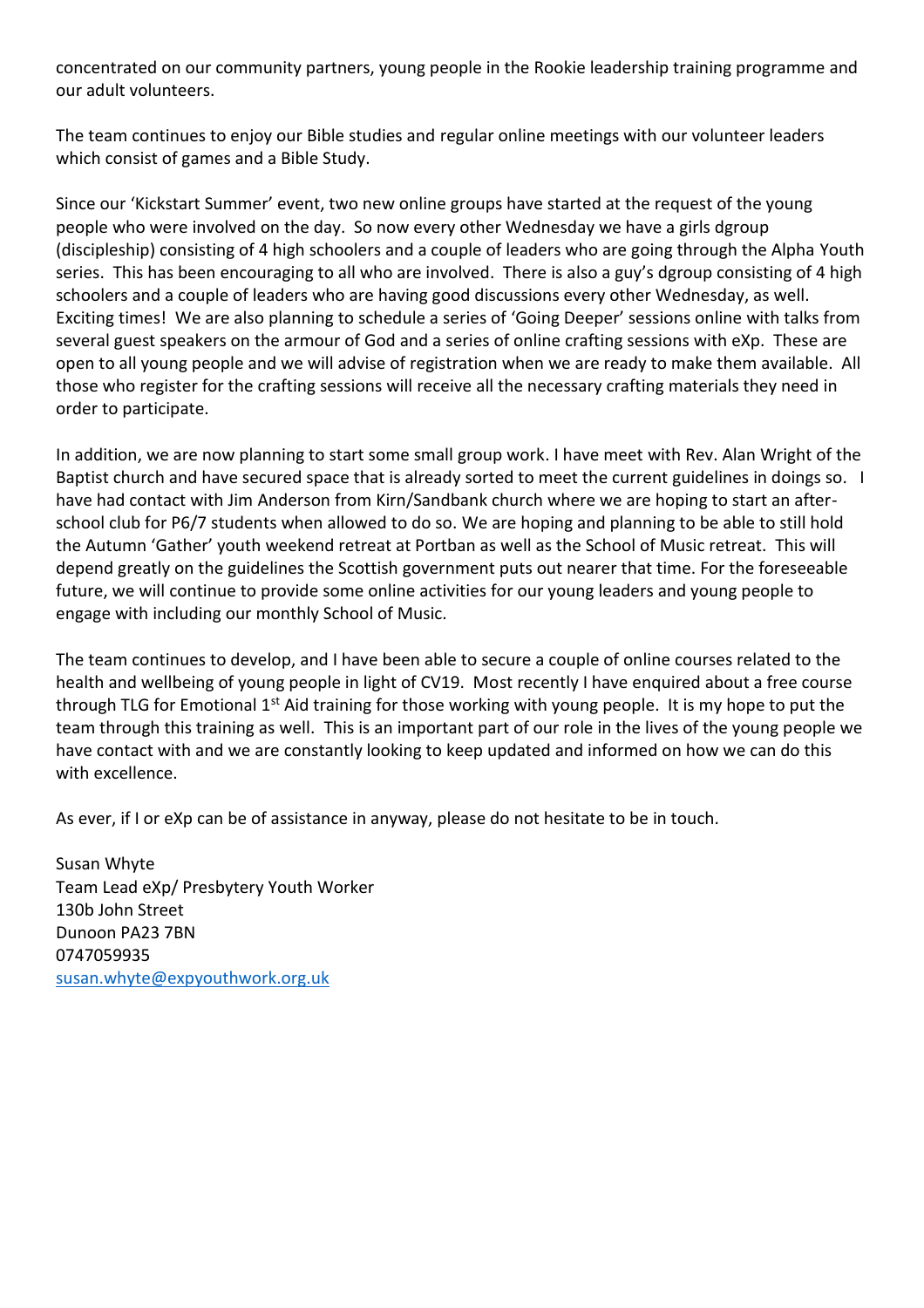concentrated on our community partners, young people in the Rookie leadership training programme and our adult volunteers.

The team continues to enjoy our Bible studies and regular online meetings with our volunteer leaders which consist of games and a Bible Study.

Since our 'Kickstart Summer' event, two new online groups have started at the request of the young people who were involved on the day. So now every other Wednesday we have a girls dgroup (discipleship) consisting of 4 high schoolers and a couple of leaders who are going through the Alpha Youth series. This has been encouraging to all who are involved. There is also a guy's dgroup consisting of 4 high schoolers and a couple of leaders who are having good discussions every other Wednesday, as well. Exciting times! We are also planning to schedule a series of 'Going Deeper' sessions online with talks from several guest speakers on the armour of God and a series of online crafting sessions with eXp. These are open to all young people and we will advise of registration when we are ready to make them available. All those who register for the crafting sessions will receive all the necessary crafting materials they need in order to participate.

In addition, we are now planning to start some small group work. I have meet with Rev. Alan Wright of the Baptist church and have secured space that is already sorted to meet the current guidelines in doings so. I have had contact with Jim Anderson from Kirn/Sandbank church where we are hoping to start an after-school club for P6/7 students when allowed to do so. We are hoping and planning to be able to still hold the Autumn 'Gather' youth weekend retreat at Portban as well as the School of Music retreat. This will depend greatly on the guidelines the Scottish government puts out nearer that time. For the foreseeable future, we will continue to provide some online activities for our young leaders and young people to engage with including our monthly School of Music.

The team continues to develop, and I have been able to secure a couple of online courses related to the health and wellbeing of young people in light of CV19. Most recently I have enquired about a free course through TLG for Emotional 1st Aid training for those working with young people. It is my hope to put the team through this training as well. This is an important part of our role in the lives of the young people we have contact with and we are constantly looking to keep updated and informed on how we can do this with excellence.

As ever, if I or eXp can be of assistance in anyway, please do not hesitate to be in touch.

Susan Whyte
Team Lead eXp/ Presbytery Youth Worker
130b John Street
Dunoon PA23 7BN
0747059935
susan.whyte@expyouthwork.org.uk